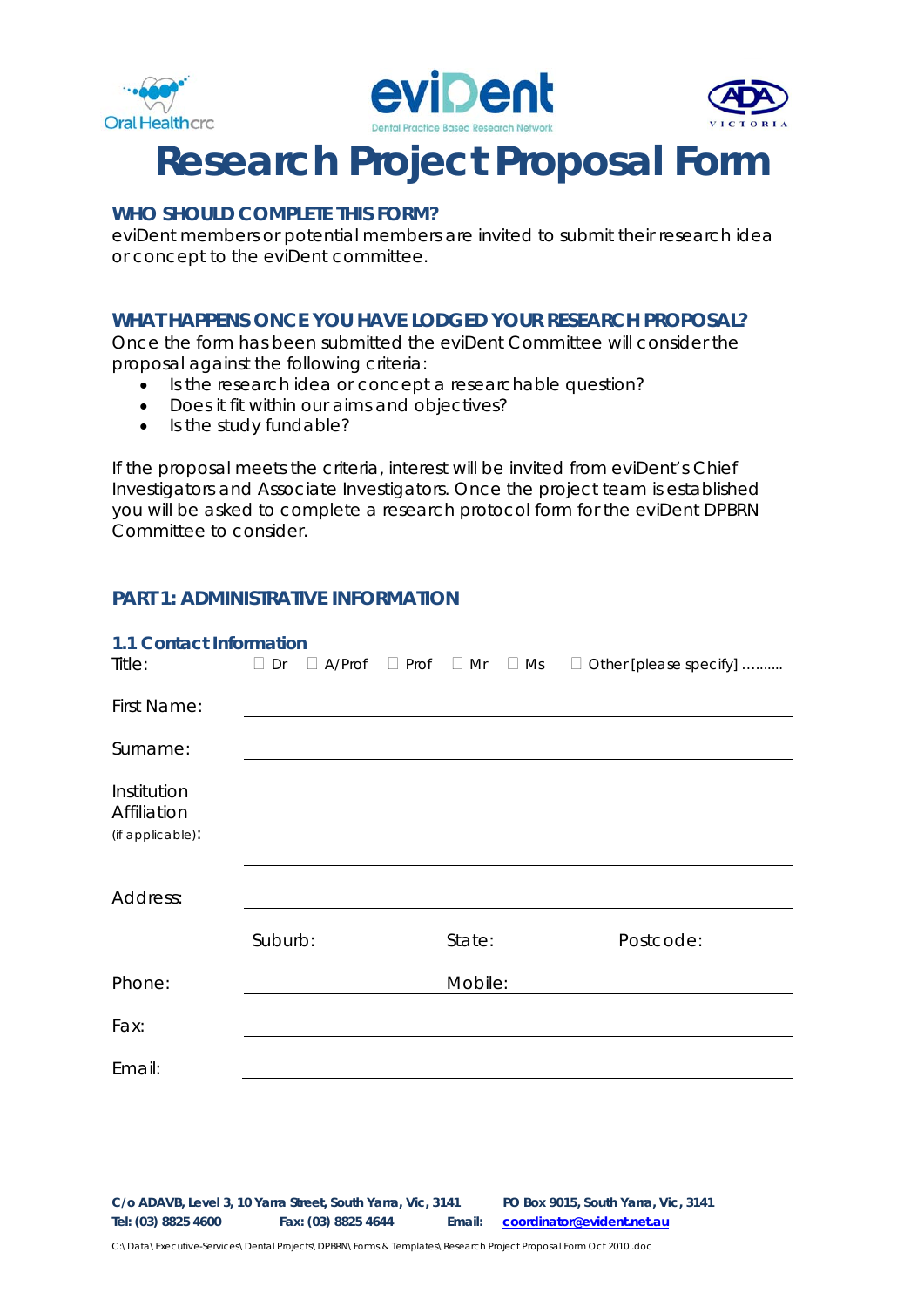# Research Project Proposal Form

## WHO SHOULD COMPLETE THIS FORM?

eviDent members or potential members are invited to submit their research idea or concept to the eviDent committee.

## WHAT HAPPENS ONCE YOU HAVE LODGED YOUR RESEARCH PROPOSAL?

Once the form has been submitted the eviDent Committee will consider the proposal against the following criteria:

- Is the research idea or concept a researchable question?
- Does it fit within our aims and objectives?
- Is the study fundable?

If the proposal meets the criteria, interest will be invited from eviDent's Chief Investigators and Associate Investigators. Once the project team is established you will be asked to complete a research protocol form for the eviDent DPBRN Committee to consider.

## PART 1: ADMINISTRATIVE INFORMATION

### 1.1 Contact Information

Title: ☐ Dr ☐ A/Prof ☐ Prof ☐ Mr ☐ Ms ☐ Other [please specify] ……….

First Name: ______________________________

Surname: ______________________________

Institution Affiliation (if applicable): ______________________________

______________________________

Address: ______________________________

Suburb: __________ State: __________ Postcode: __________

Phone: __________ Mobile: __________

Fax: ______________________________

Email: ______________________________

**C/o ADAVB, Level 3, 10 Yarra Street, South Yarra, Vic, 3141** **PO Box 9015, South Yarra, Vic, 3141**
**Tel: (03) 8825 4600** **Fax: (03) 8825 4644** **Email: coordinator@evident.net.au**

C:\Data\Executive-Services\Dental Projects\DPBRN\Forms & Templates\Research Project Proposal Form Oct 2010.doc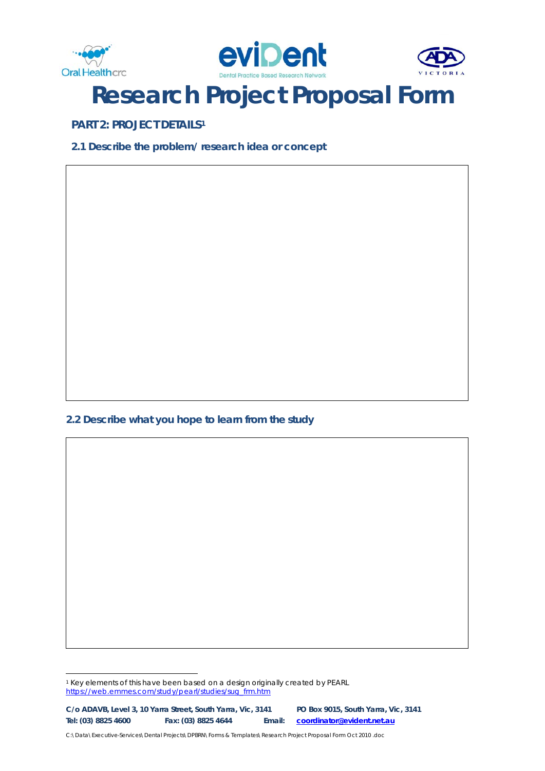# Research Project Proposal Form

## PART 2: PROJECT DETAILS[1]

### 2.1 Describe the problem/ research idea or concept

### 2.2 Describe what you hope to learn from the study

[1] Key elements of this have been based on a design originally created by PEARL https://web.emmes.com/study/pearl/studies/sug_frm.htm

C/o ADAVB, Level 3, 10 Yarra Street, South Yarra, Vic, 3141 PO Box 9015, South Yarra, Vic, 3141
Tel: (03) 8825 4600 Fax: (03) 8825 4644 Email: coordinator@evident.net.au

C:\Data\Executive-Services\Dental Projects\DPBRN\Forms & Templates\Research Project Proposal Form Oct 2010 .doc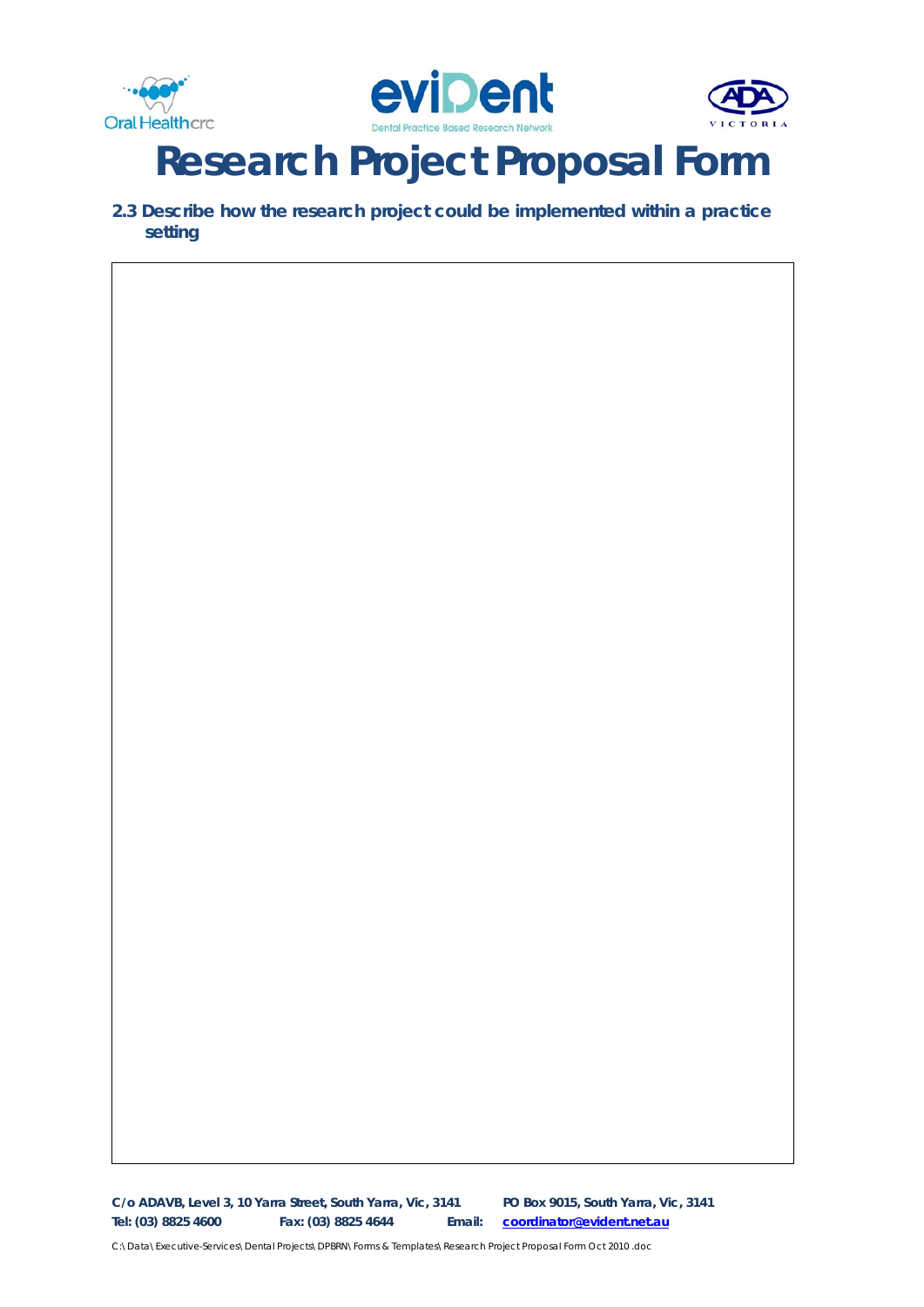# Research Project Proposal Form

**2.3 Describe how the research project could be implemented within a practice setting**

| |
|---|
| |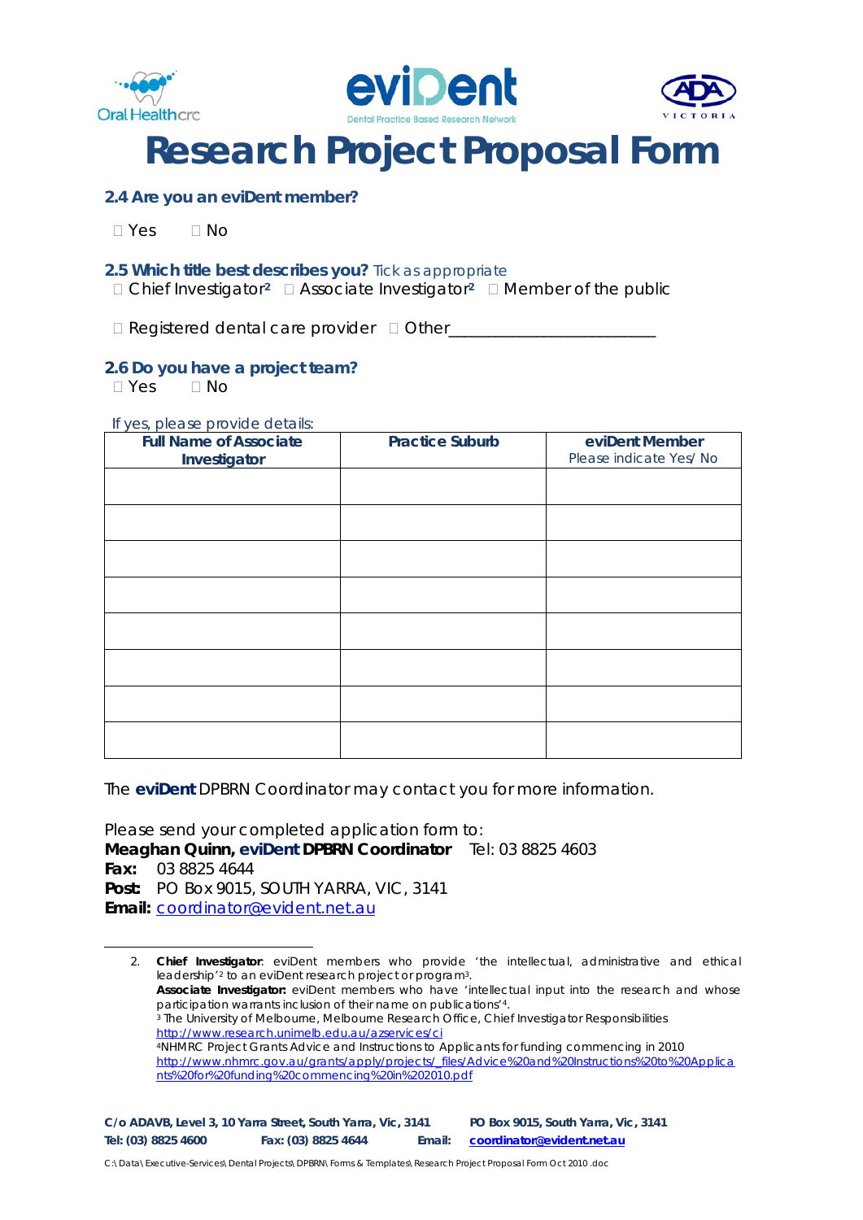# Research Project Proposal Form

### 2.4 Are you an eviDent member?

☐ Yes ☐ No

### 2.5 Which title best describes you? Tick as appropriate

☐ Chief Investigator[2] ☐ Associate Investigator[2] ☐ Member of the public

☐ Registered dental care provider ☐ Other________________________

### 2.6 Do you have a project team?

☐ Yes ☐ No

If yes, please provide details:

| Full Name of Associate Investigator | Practice Suburb | eviDent Member<br>Please indicate Yes/ No |
|---|---|---|
| | | |
| | | |
| | | |
| | | |
| | | |
| | | |
| | | |
| | | |

The **eviDent** DPBRN Coordinator may contact you for more information.

Please send your completed application form to:
**Meaghan Quinn, eviDent DPBRN Coordinator** Tel: 03 8825 4603
**Fax:** 03 8825 4644
**Post:** PO Box 9015, SOUTH YARRA, VIC, 3141
**Email:** coordinator@evident.net.au

---

2. **Chief Investigator**: eviDent members who provide 'the intellectual, administrative and ethical leadership'[2] to an eviDent research project or program[3].
**Associate Investigator:** eviDent members who have 'intellectual input into the research and whose participation warrants inclusion of their name on publications'[4].
[3] The University of Melbourne, Melbourne Research Office, Chief Investigator Responsibilities http://www.research.unimelb.edu.au/azservices/ci
[4] NHMRC Project Grants Advice and Instructions to Applicants for funding commencing in 2010 http://www.nhmrc.gov.au/grants/apply/projects/_files/Advice%20and%20Instructions%20to%20Applicants%20for%20funding%20commencing%20in%202010.pdf

C/o ADAVB, Level 3, 10 Yarra Street, South Yarra, Vic, 3141 PO Box 9015, South Yarra, Vic, 3141
Tel: (03) 8825 4600 Fax: (03) 8825 4644 Email: coordinator@evident.net.au

C:\Data\Executive-Services\Dental Projects\DPBRN\Forms & Templates\Research Project Proposal Form Oct 2010 .doc